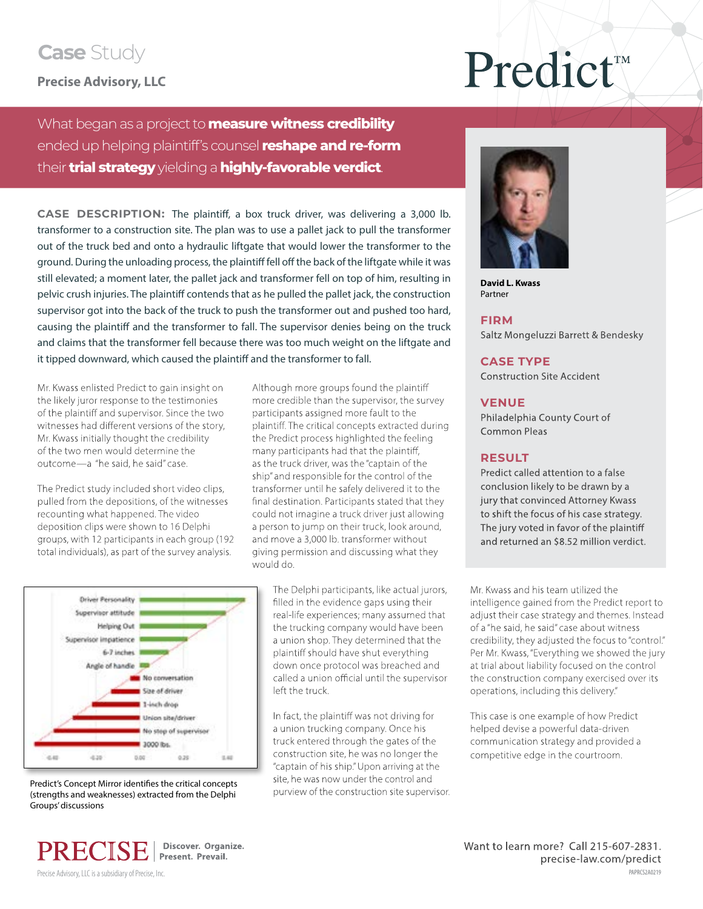# Case Study

**Precise Advisory, LLC**

# Predict™

What began as a project to **measure witness credibility** ended up helping plaintiff's counsel **reshape and re-form** their **trial strategy** yielding a **highly-favorable verdict**.

**CASE DESCRIPTION:** The plaintiff, a box truck driver, was delivering a 3,000 lb. transformer to a construction site. The plan was to use a pallet jack to pull the transformer out of the truck bed and onto a hydraulic liftgate that would lower the transformer to the ground. During the unloading process, the plaintiff fell off the back of the liftgate while it was still elevated; a moment later, the pallet jack and transformer fell on top of him, resulting in pelvic crush injuries. The plaintiff contends that as he pulled the pallet jack, the construction supervisor got into the back of the truck to push the transformer out and pushed too hard, causing the plaintiff and the transformer to fall. The supervisor denies being on the truck and claims that the transformer fell because there was too much weight on the liftgate and it tipped downward, which caused the plaintiff and the transformer to fall.

Mr. Kwass enlisted Predict to gain insight on the likely juror response to the testimonies of the plaintiff and supervisor. Since the two witnesses had different versions of the story, Mr. Kwass initially thought the credibility of the two men would determine the outcome—a "he said, he said" case.

The Predict study included short video clips, pulled from the depositions, of the witnesses recounting what happened. The video deposition clips were shown to 16 Delphi groups, with 12 participants in each group (192 total individuals), as part of the survey analysis.

Although more groups found the plaintiff more credible than the supervisor, the survey participants assigned more fault to the plaintiff. The critical concepts extracted during the Predict process highlighted the feeling many participants had that the plaintiff, as the truck driver, was the "captain of the ship" and responsible for the control of the transformer until he safely delivered it to the final destination. Participants stated that they could not imagine a truck driver just allowing a person to jump on their truck, look around, and move a 3,000 lb. transformer without giving permission and discussing what they would do.

| Concept | Direction |
|---|---|
| Driver Personality | Strength |
| Supervisor attitude | Strength |
| Helping Out | Strength |
| Supervisor impatience | Strength |
| 6-7 inches | Strength |
| Angle of handle | Strength |
| No conversation | Weakness |
| Size of driver | Weakness |
| 1-inch drop | Weakness |
| Union site/driver | Weakness |
| No stop of supervisor | Weakness |
| 3000 lbs. | Weakness |

Predict's Concept Mirror identifies the critical concepts (strengths and weaknesses) extracted from the Delphi Groups' discussions

The Delphi participants, like actual jurors, filled in the evidence gaps using their real-life experiences; many assumed that the trucking company would have been a union shop. They determined that the plaintiff should have shut everything down once protocol was breached and called a union official until the supervisor left the truck.

In fact, the plaintiff was not driving for a union trucking company. Once his truck entered through the gates of the construction site, he was no longer the "captain of his ship." Upon arriving at the site, he was now under the control and purview of the construction site supervisor.

**David L. Kwass**
Partner

## FIRM
Saltz Mongeluzzi Barrett & Bendesky

## CASE TYPE
Construction Site Accident

## VENUE
Philadelphia County Court of Common Pleas

## RESULT
Predict called attention to a false conclusion likely to be drawn by a jury that convinced Attorney Kwass to shift the focus of his case strategy. The jury voted in favor of the plaintiff and returned an $8.52 million verdict.

Mr. Kwass and his team utilized the intelligence gained from the Predict report to adjust their case strategy and themes. Instead of a "he said, he said" case about witness credibility, they adjusted the focus to "control." Per Mr. Kwass, "Everything we showed the jury at trial about liability focused on the control the construction company exercised over its operations, including this delivery."

This case is one example of how Predict helped devise a powerful data-driven communication strategy and provided a competitive edge in the courtroom.

**PRECISE** | Discover. Organize. Present. Prevail.

Precise Advisory, LLC is a subsidiary of Precise, Inc.

Want to learn more? Call 215-607-2831.
precise-law.com/predict

PAPRCS2A0219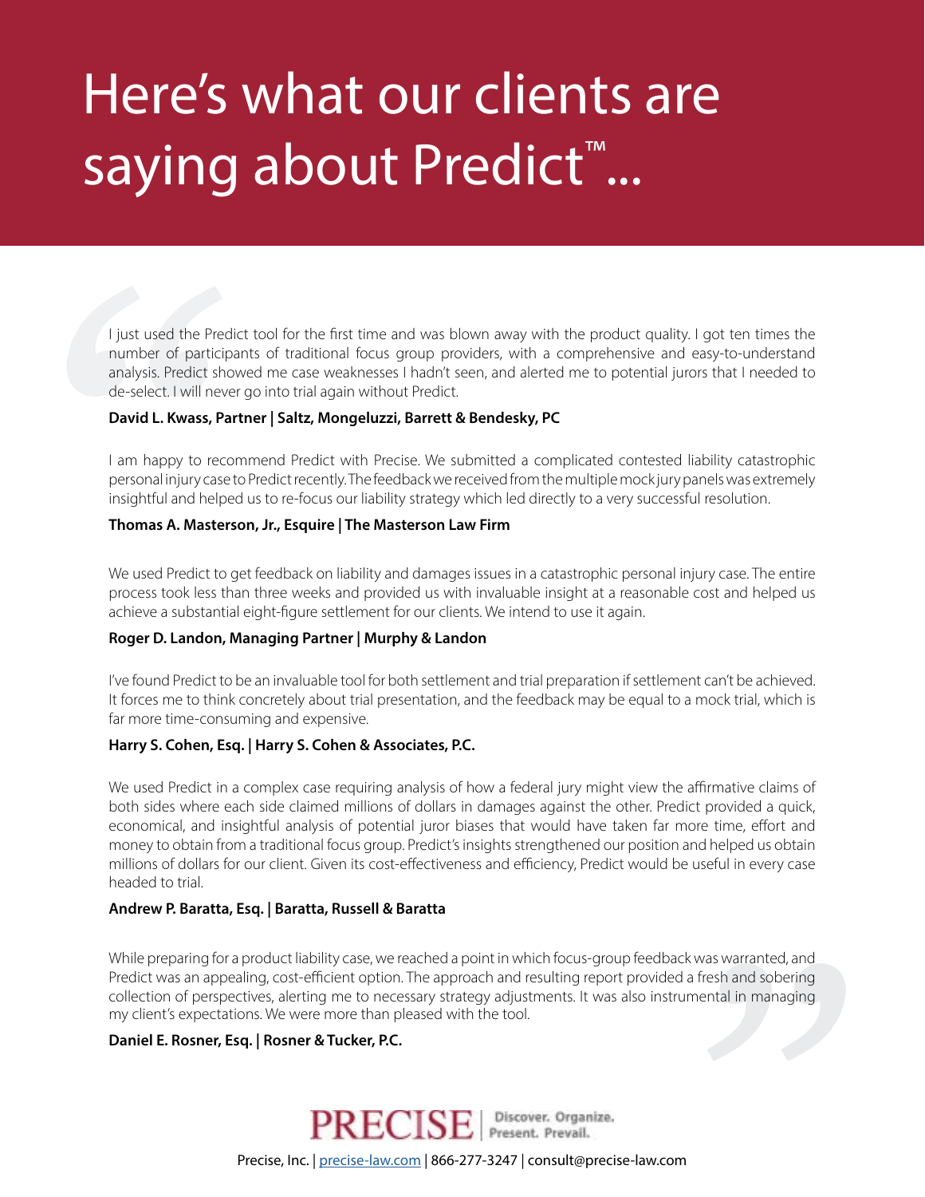# Here's what our clients are saying about Predict™...

I just used the Predict tool for the first time and was blown away with the product quality. I got ten times the number of participants of traditional focus group providers, with a comprehensive and easy-to-understand analysis. Predict showed me case weaknesses I hadn't seen, and alerted me to potential jurors that I needed to de-select. I will never go into trial again without Predict.

**David L. Kwass, Partner | Saltz, Mongeluzzi, Barrett & Bendesky, PC**

I am happy to recommend Predict with Precise. We submitted a complicated contested liability catastrophic personal injury case to Predict recently. The feedback we received from the multiple mock jury panels was extremely insightful and helped us to re-focus our liability strategy which led directly to a very successful resolution.

**Thomas A. Masterson, Jr., Esquire | The Masterson Law Firm**

We used Predict to get feedback on liability and damages issues in a catastrophic personal injury case. The entire process took less than three weeks and provided us with invaluable insight at a reasonable cost and helped us achieve a substantial eight-figure settlement for our clients. We intend to use it again.

**Roger D. Landon, Managing Partner | Murphy & Landon**

I've found Predict to be an invaluable tool for both settlement and trial preparation if settlement can't be achieved. It forces me to think concretely about trial presentation, and the feedback may be equal to a mock trial, which is far more time-consuming and expensive.

**Harry S. Cohen, Esq. | Harry S. Cohen & Associates, P.C.**

We used Predict in a complex case requiring analysis of how a federal jury might view the affirmative claims of both sides where each side claimed millions of dollars in damages against the other. Predict provided a quick, economical, and insightful analysis of potential juror biases that would have taken far more time, effort and money to obtain from a traditional focus group. Predict's insights strengthened our position and helped us obtain millions of dollars for our client. Given its cost-effectiveness and efficiency, Predict would be useful in every case headed to trial.

**Andrew P. Baratta, Esq. | Baratta, Russell & Baratta**

While preparing for a product liability case, we reached a point in which focus-group feedback was warranted, and Predict was an appealing, cost-efficient option. The approach and resulting report provided a fresh and sobering collection of perspectives, alerting me to necessary strategy adjustments. It was also instrumental in managing my client's expectations. We were more than pleased with the tool.

**Daniel E. Rosner, Esq. | Rosner & Tucker, P.C.**

PRECISE | Discover. Organize. Present. Prevail.

Precise, Inc. | precise-law.com | 866-277-3247 | consult@precise-law.com